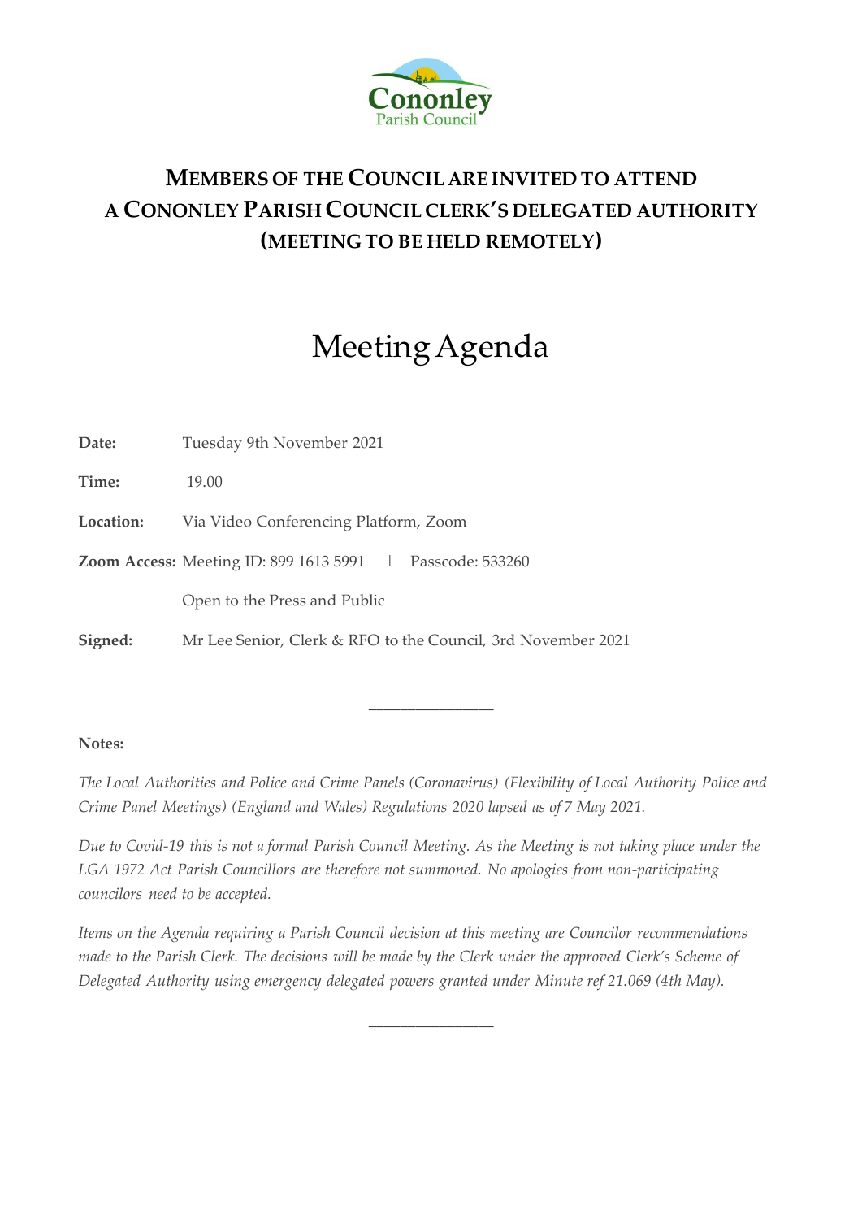Cononley
Parish Council

# MEMBERS OF THE COUNCIL ARE INVITED TO ATTEND A CONONLEY PARISH COUNCIL CLERK'S DELEGATED AUTHORITY (MEETING TO BE HELD REMOTELY)

# Meeting Agenda

**Date:** Tuesday 9th November 2021

**Time:** 19.00

**Location:** Via Video Conferencing Platform, Zoom

**Zoom Access:** Meeting ID: 899 1613 5991 | Passcode: 533260

Open to the Press and Public

**Signed:** Mr Lee Senior, Clerk & RFO to the Council, 3rd November 2021

---

**Notes:**

*The Local Authorities and Police and Crime Panels (Coronavirus) (Flexibility of Local Authority Police and Crime Panel Meetings) (England and Wales) Regulations 2020 lapsed as of 7 May 2021.*

*Due to Covid-19 this is not a formal Parish Council Meeting. As the Meeting is not taking place under the LGA 1972 Act Parish Councillors are therefore not summoned. No apologies from non-participating councilors need to be accepted.*

*Items on the Agenda requiring a Parish Council decision at this meeting are Councilor recommendations made to the Parish Clerk. The decisions will be made by the Clerk under the approved Clerk's Scheme of Delegated Authority using emergency delegated powers granted under Minute ref 21.069 (4th May).*

---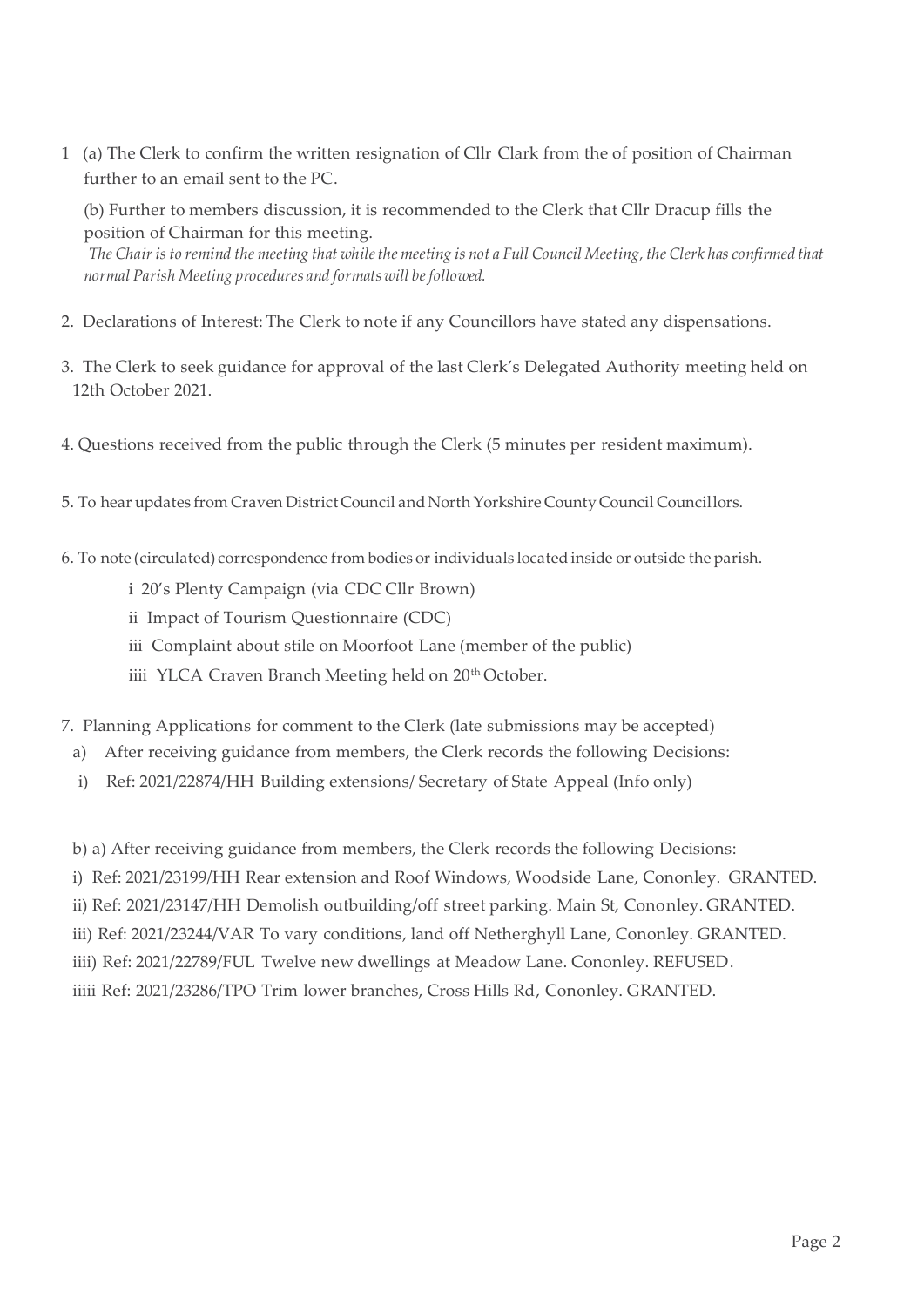1 (a) The Clerk to confirm the written resignation of Cllr Clark from the of position of Chairman further to an email sent to the PC.

(b) Further to members discussion, it is recommended to the Clerk that Cllr Dracup fills the position of Chairman for this meeting.

*The Chair is to remind the meeting that while the meeting is not a Full Council Meeting, the Clerk has confirmed that normal Parish Meeting procedures and formats will be followed.*

2. Declarations of Interest: The Clerk to note if any Councillors have stated any dispensations.

3. The Clerk to seek guidance for approval of the last Clerk's Delegated Authority meeting held on 12th October 2021.

4. Questions received from the public through the Clerk (5 minutes per resident maximum).

5. To hear updates from Craven District Council and North Yorkshire County Council Councillors.

6. To note (circulated) correspondence from bodies or individuals located inside or outside the parish.

i 20's Plenty Campaign (via CDC Cllr Brown)

ii Impact of Tourism Questionnaire (CDC)

iii Complaint about stile on Moorfoot Lane (member of the public)

iiii YLCA Craven Branch Meeting held on 20th October.

7. Planning Applications for comment to the Clerk (late submissions may be accepted)

a) After receiving guidance from members, the Clerk records the following Decisions:

i) Ref: 2021/22874/HH Building extensions/ Secretary of State Appeal (Info only)

b) a) After receiving guidance from members, the Clerk records the following Decisions:

i) Ref: 2021/23199/HH Rear extension and Roof Windows, Woodside Lane, Cononley. GRANTED.

ii) Ref: 2021/23147/HH Demolish outbuilding/off street parking. Main St, Cononley. GRANTED.

iii) Ref: 2021/23244/VAR To vary conditions, land off Netherghyll Lane, Cononley. GRANTED.

iiii) Ref: 2021/22789/FUL Twelve new dwellings at Meadow Lane. Cononley. REFUSED.

iiiii Ref: 2021/23286/TPO Trim lower branches, Cross Hills Rd, Cononley. GRANTED.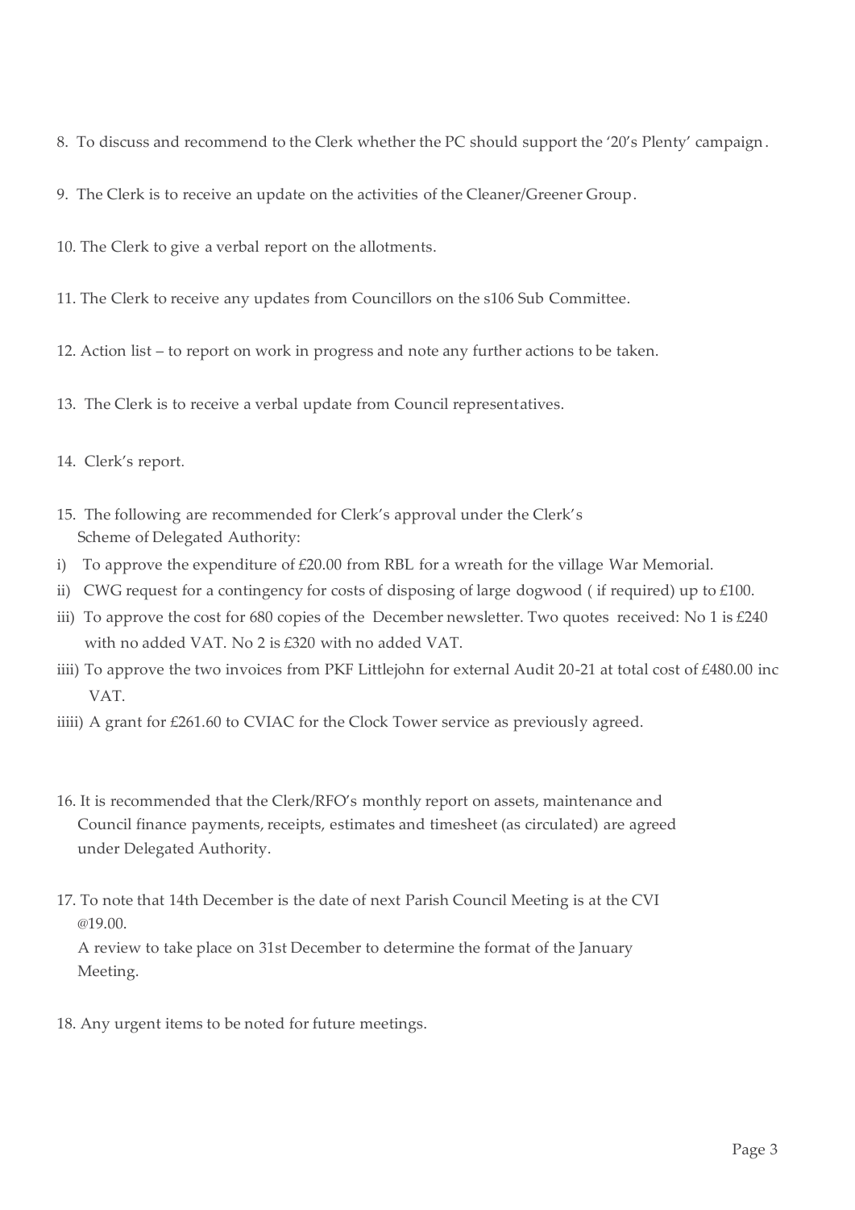8. To discuss and recommend to the Clerk whether the PC should support the '20's Plenty' campaign.

9. The Clerk is to receive an update on the activities of the Cleaner/Greener Group.

10. The Clerk to give a verbal report on the allotments.

11. The Clerk to receive any updates from Councillors on the s106 Sub Committee.

12. Action list – to report on work in progress and note any further actions to be taken.

13. The Clerk is to receive a verbal update from Council representatives.

14. Clerk's report.

15. The following are recommended for Clerk's approval under the Clerk's Scheme of Delegated Authority:

i) To approve the expenditure of £20.00 from RBL for a wreath for the village War Memorial.

ii) CWG request for a contingency for costs of disposing of large dogwood ( if required) up to £100.

iii) To approve the cost for 680 copies of the December newsletter. Two quotes received: No 1 is £240 with no added VAT. No 2 is £320 with no added VAT.

iiii) To approve the two invoices from PKF Littlejohn for external Audit 20-21 at total cost of £480.00 inc VAT.

iiiii) A grant for £261.60 to CVIAC for the Clock Tower service as previously agreed.

16. It is recommended that the Clerk/RFO's monthly report on assets, maintenance and Council finance payments, receipts, estimates and timesheet (as circulated) are agreed under Delegated Authority.

17. To note that 14th December is the date of next Parish Council Meeting is at the CVI @19.00.
A review to take place on 31st December to determine the format of the January Meeting.

18. Any urgent items to be noted for future meetings.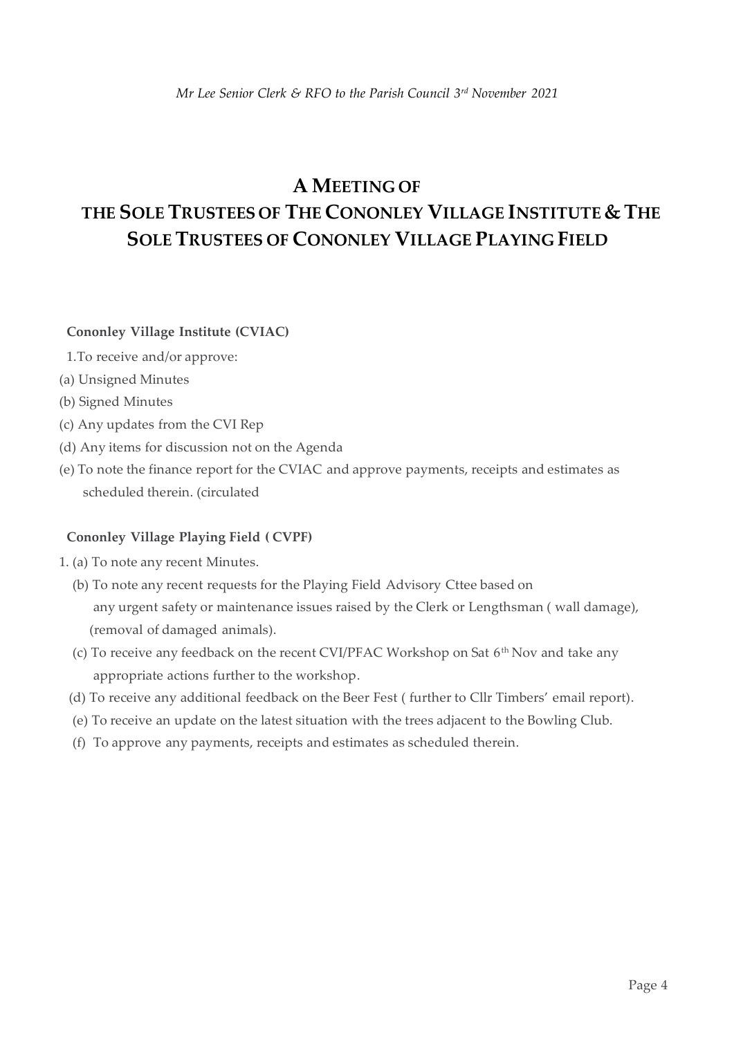*Mr Lee Senior Clerk & RFO to the Parish Council 3rd November 2021*

# A MEETING OF THE SOLE TRUSTEES OF THE CONONLEY VILLAGE INSTITUTE & THE SOLE TRUSTEES OF CONONLEY VILLAGE PLAYING FIELD

**Cononley Village Institute (CVIAC)**

1. To receive and/or approve:

(a) Unsigned Minutes

(b) Signed Minutes

(c) Any updates from the CVI Rep

(d) Any items for discussion not on the Agenda

(e) To note the finance report for the CVIAC and approve payments, receipts and estimates as scheduled therein. (circulated

**Cononley Village Playing Field ( CVPF)**

1. (a) To note any recent Minutes.

(b) To note any recent requests for the Playing Field Advisory Cttee based on any urgent safety or maintenance issues raised by the Clerk or Lengthsman ( wall damage), (removal of damaged animals).

(c) To receive any feedback on the recent CVI/PFAC Workshop on Sat 6th Nov and take any appropriate actions further to the workshop.

(d) To receive any additional feedback on the Beer Fest ( further to Cllr Timbers' email report).

(e) To receive an update on the latest situation with the trees adjacent to the Bowling Club.

(f) To approve any payments, receipts and estimates as scheduled therein.